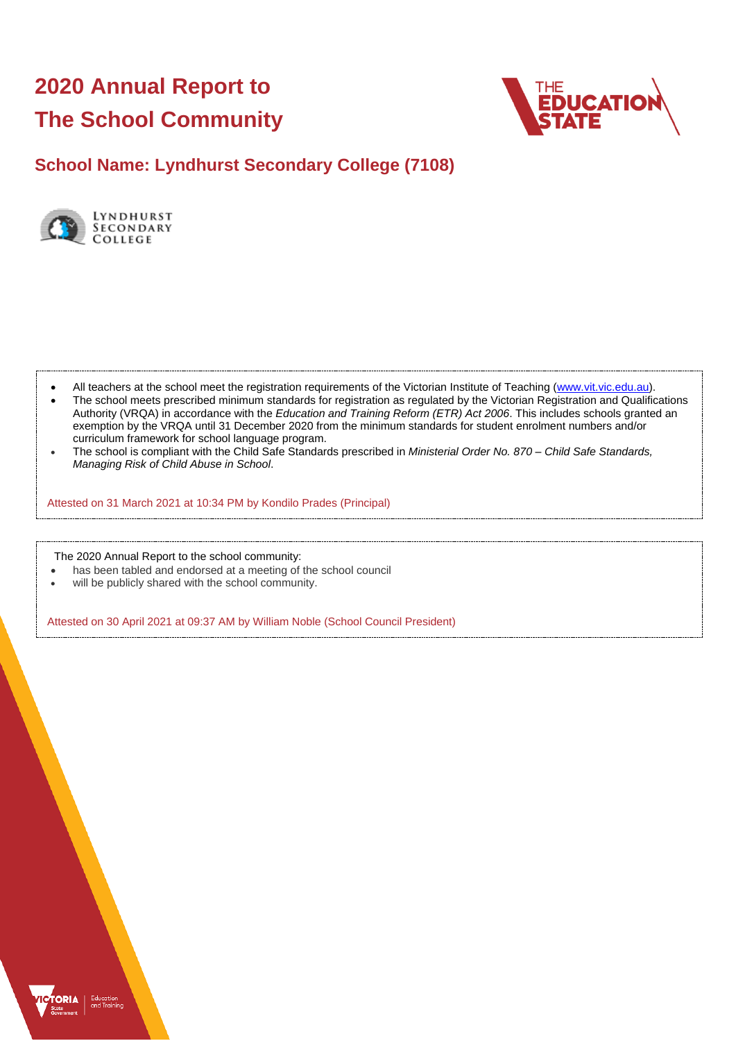# 2020 Annual Report to The School Community

## School Name: Lyndhurst Secondary College (7108)

- All teachers at the school meet the registration requirements of the Victorian Institute of Teaching (www.vit.vic.edu.au).
- The school meets prescribed minimum standards for registration as regulated by the Victorian Registration and Qualifications Authority (VRQA) in accordance with the *Education and Training Reform (ETR) Act 2006*. This includes schools granted an exemption by the VRQA until 31 December 2020 from the minimum standards for student enrolment numbers and/or curriculum framework for school language program.
- The school is compliant with the Child Safe Standards prescribed in *Ministerial Order No. 870 – Child Safe Standards, Managing Risk of Child Abuse in School*.

Attested on 31 March 2021 at 10:34 PM by Kondilo Prades (Principal)

The 2020 Annual Report to the school community:

- has been tabled and endorsed at a meeting of the school council
- will be publicly shared with the school community.

Attested on 30 April 2021 at 09:37 AM by William Noble (School Council President)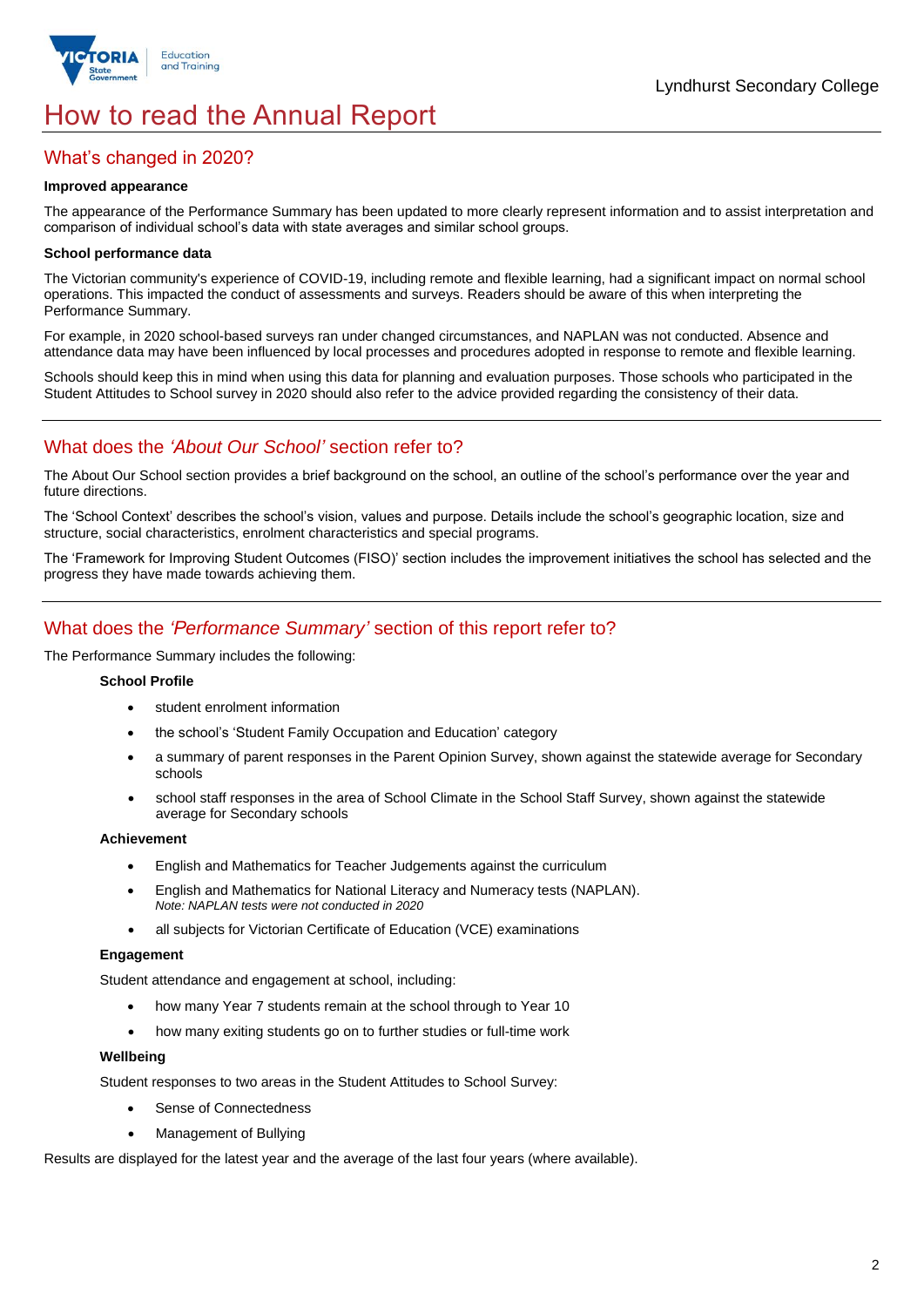# How to read the Annual Report

## What's changed in 2020?

**Improved appearance**

The appearance of the Performance Summary has been updated to more clearly represent information and to assist interpretation and comparison of individual school's data with state averages and similar school groups.

**School performance data**

The Victorian community's experience of COVID-19, including remote and flexible learning, had a significant impact on normal school operations. This impacted the conduct of assessments and surveys. Readers should be aware of this when interpreting the Performance Summary.

For example, in 2020 school-based surveys ran under changed circumstances, and NAPLAN was not conducted. Absence and attendance data may have been influenced by local processes and procedures adopted in response to remote and flexible learning.

Schools should keep this in mind when using this data for planning and evaluation purposes. Those schools who participated in the Student Attitudes to School survey in 2020 should also refer to the advice provided regarding the consistency of their data.

## What does the *'About Our School'* section refer to?

The About Our School section provides a brief background on the school, an outline of the school's performance over the year and future directions.

The 'School Context' describes the school's vision, values and purpose. Details include the school's geographic location, size and structure, social characteristics, enrolment characteristics and special programs.

The 'Framework for Improving Student Outcomes (FISO)' section includes the improvement initiatives the school has selected and the progress they have made towards achieving them.

## What does the *'Performance Summary'* section of this report refer to?

The Performance Summary includes the following:

**School Profile**

- student enrolment information
- the school's 'Student Family Occupation and Education' category
- a summary of parent responses in the Parent Opinion Survey, shown against the statewide average for Secondary schools
- school staff responses in the area of School Climate in the School Staff Survey, shown against the statewide average for Secondary schools

**Achievement**

- English and Mathematics for Teacher Judgements against the curriculum
- English and Mathematics for National Literacy and Numeracy tests (NAPLAN).
  *Note: NAPLAN tests were not conducted in 2020*
- all subjects for Victorian Certificate of Education (VCE) examinations

**Engagement**

Student attendance and engagement at school, including:

- how many Year 7 students remain at the school through to Year 10
- how many exiting students go on to further studies or full-time work

**Wellbeing**

Student responses to two areas in the Student Attitudes to School Survey:

- Sense of Connectedness
- Management of Bullying

Results are displayed for the latest year and the average of the last four years (where available).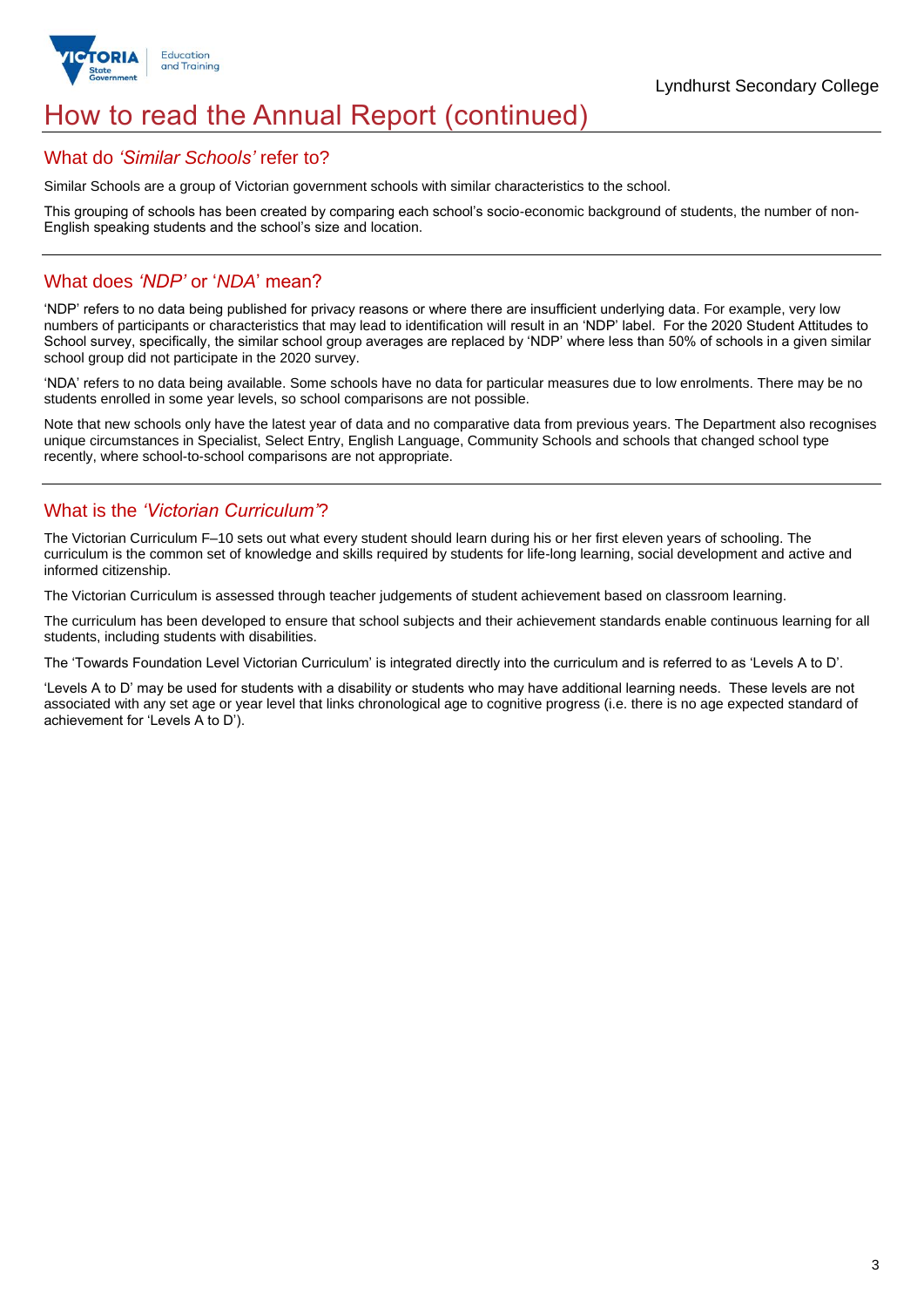# How to read the Annual Report (continued)

## What do *'Similar Schools'* refer to?

Similar Schools are a group of Victorian government schools with similar characteristics to the school.

This grouping of schools has been created by comparing each school's socio-economic background of students, the number of non-English speaking students and the school's size and location.

## What does *'NDP'* or '*NDA*' mean?

'NDP' refers to no data being published for privacy reasons or where there are insufficient underlying data. For example, very low numbers of participants or characteristics that may lead to identification will result in an 'NDP' label. For the 2020 Student Attitudes to School survey, specifically, the similar school group averages are replaced by 'NDP' where less than 50% of schools in a given similar school group did not participate in the 2020 survey.

'NDA' refers to no data being available. Some schools have no data for particular measures due to low enrolments. There may be no students enrolled in some year levels, so school comparisons are not possible.

Note that new schools only have the latest year of data and no comparative data from previous years. The Department also recognises unique circumstances in Specialist, Select Entry, English Language, Community Schools and schools that changed school type recently, where school-to-school comparisons are not appropriate.

## What is the *'Victorian Curriculum'*?

The Victorian Curriculum F–10 sets out what every student should learn during his or her first eleven years of schooling. The curriculum is the common set of knowledge and skills required by students for life-long learning, social development and active and informed citizenship.

The Victorian Curriculum is assessed through teacher judgements of student achievement based on classroom learning.

The curriculum has been developed to ensure that school subjects and their achievement standards enable continuous learning for all students, including students with disabilities.

The 'Towards Foundation Level Victorian Curriculum' is integrated directly into the curriculum and is referred to as 'Levels A to D'.

'Levels A to D' may be used for students with a disability or students who may have additional learning needs. These levels are not associated with any set age or year level that links chronological age to cognitive progress (i.e. there is no age expected standard of achievement for 'Levels A to D').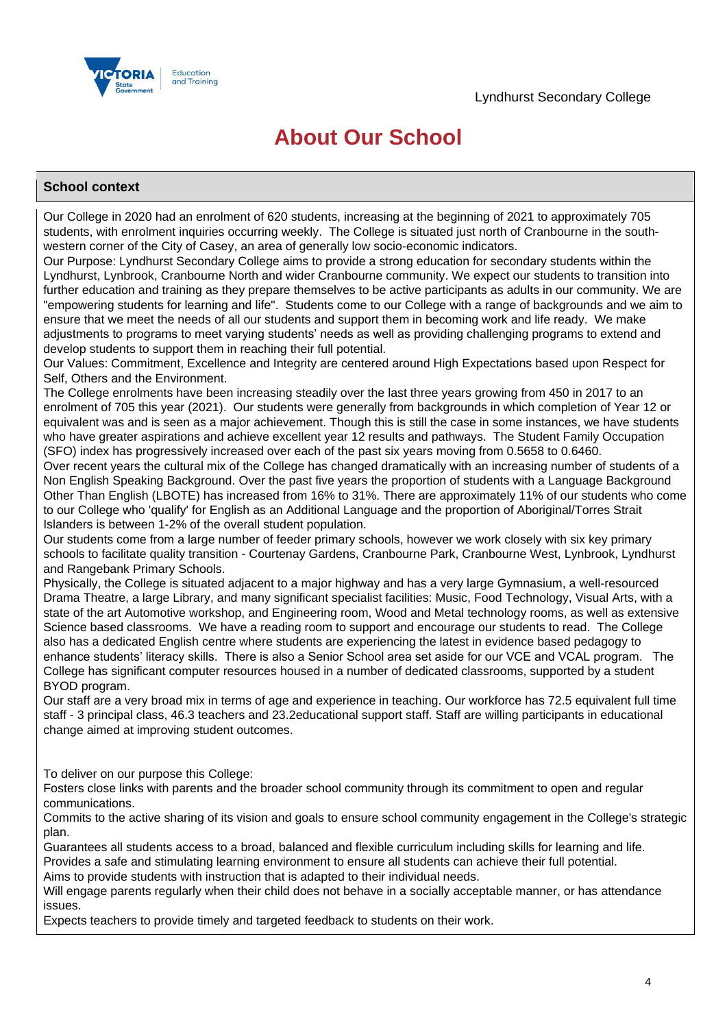# About Our School

## School context

Our College in 2020 had an enrolment of 620 students, increasing at the beginning of 2021 to approximately 705 students, with enrolment inquiries occurring weekly. The College is situated just north of Cranbourne in the south-western corner of the City of Casey, an area of generally low socio-economic indicators.

Our Purpose: Lyndhurst Secondary College aims to provide a strong education for secondary students within the Lyndhurst, Lynbrook, Cranbourne North and wider Cranbourne community. We expect our students to transition into further education and training as they prepare themselves to be active participants as adults in our community. We are "empowering students for learning and life". Students come to our College with a range of backgrounds and we aim to ensure that we meet the needs of all our students and support them in becoming work and life ready. We make adjustments to programs to meet varying students' needs as well as providing challenging programs to extend and develop students to support them in reaching their full potential.

Our Values: Commitment, Excellence and Integrity are centered around High Expectations based upon Respect for Self, Others and the Environment.

The College enrolments have been increasing steadily over the last three years growing from 450 in 2017 to an enrolment of 705 this year (2021). Our students were generally from backgrounds in which completion of Year 12 or equivalent was and is seen as a major achievement. Though this is still the case in some instances, we have students who have greater aspirations and achieve excellent year 12 results and pathways. The Student Family Occupation (SFO) index has progressively increased over each of the past six years moving from 0.5658 to 0.6460.

Over recent years the cultural mix of the College has changed dramatically with an increasing number of students of a Non English Speaking Background. Over the past five years the proportion of students with a Language Background Other Than English (LBOTE) has increased from 16% to 31%. There are approximately 11% of our students who come to our College who 'qualify' for English as an Additional Language and the proportion of Aboriginal/Torres Strait Islanders is between 1-2% of the overall student population.

Our students come from a large number of feeder primary schools, however we work closely with six key primary schools to facilitate quality transition - Courtenay Gardens, Cranbourne Park, Cranbourne West, Lynbrook, Lyndhurst and Rangebank Primary Schools.

Physically, the College is situated adjacent to a major highway and has a very large Gymnasium, a well-resourced Drama Theatre, a large Library, and many significant specialist facilities: Music, Food Technology, Visual Arts, with a state of the art Automotive workshop, and Engineering room, Wood and Metal technology rooms, as well as extensive Science based classrooms. We have a reading room to support and encourage our students to read. The College also has a dedicated English centre where students are experiencing the latest in evidence based pedagogy to enhance students' literacy skills. There is also a Senior School area set aside for our VCE and VCAL program. The College has significant computer resources housed in a number of dedicated classrooms, supported by a student BYOD program.

Our staff are a very broad mix in terms of age and experience in teaching. Our workforce has 72.5 equivalent full time staff - 3 principal class, 46.3 teachers and 23.2educational support staff. Staff are willing participants in educational change aimed at improving student outcomes.

To deliver on our purpose this College:

Fosters close links with parents and the broader school community through its commitment to open and regular communications.

Commits to the active sharing of its vision and goals to ensure school community engagement in the College's strategic plan.

Guarantees all students access to a broad, balanced and flexible curriculum including skills for learning and life.

Provides a safe and stimulating learning environment to ensure all students can achieve their full potential.

Aims to provide students with instruction that is adapted to their individual needs.

Will engage parents regularly when their child does not behave in a socially acceptable manner, or has attendance issues.

Expects teachers to provide timely and targeted feedback to students on their work.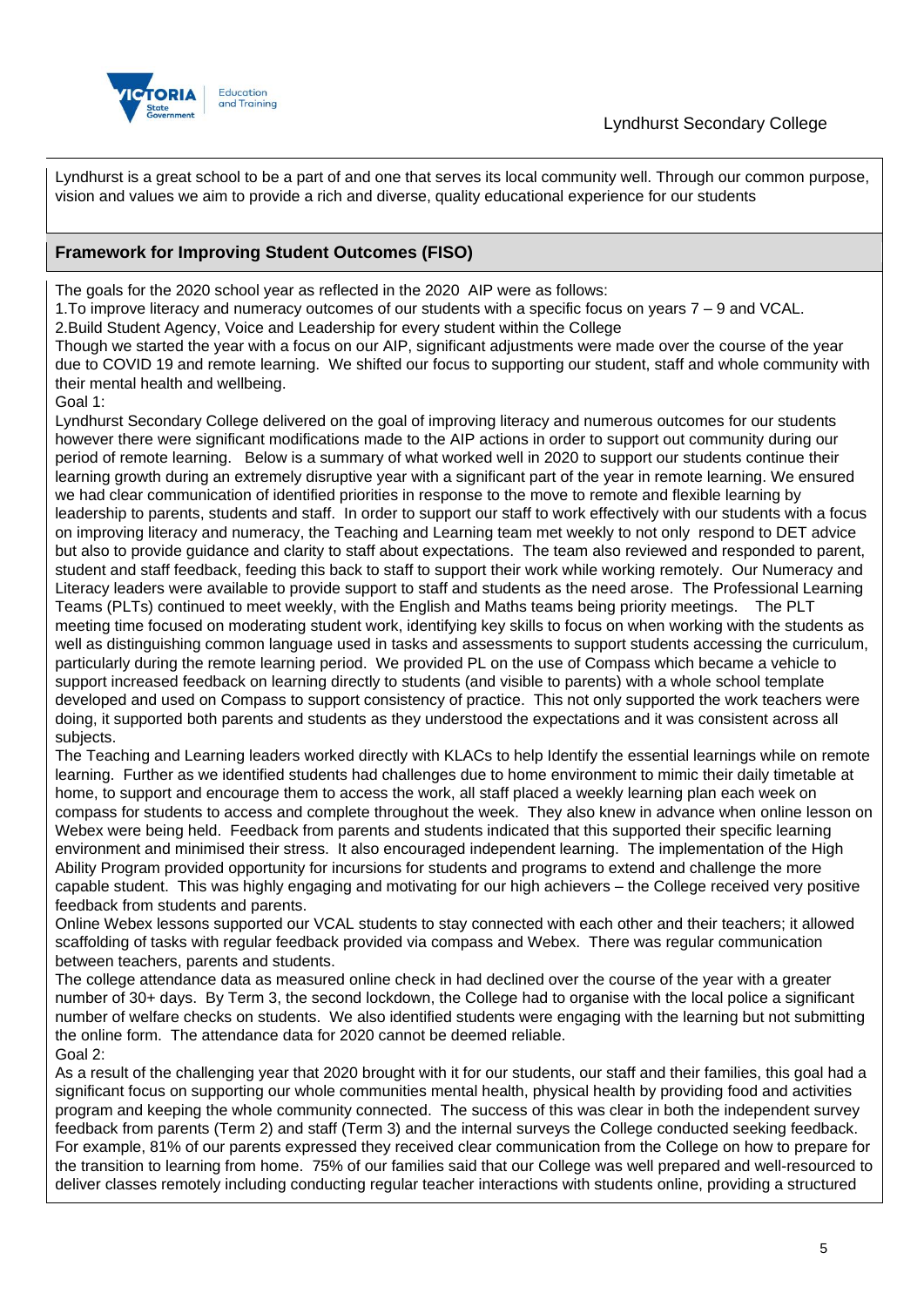Lyndhurst is a great school to be a part of and one that serves its local community well. Through our common purpose, vision and values we aim to provide a rich and diverse, quality educational experience for our students

## Framework for Improving Student Outcomes (FISO)

The goals for the 2020 school year as reflected in the 2020 AIP were as follows:

1. To improve literacy and numeracy outcomes of our students with a specific focus on years 7 – 9 and VCAL.
2. Build Student Agency, Voice and Leadership for every student within the College

Though we started the year with a focus on our AIP, significant adjustments were made over the course of the year due to COVID 19 and remote learning. We shifted our focus to supporting our student, staff and whole community with their mental health and wellbeing.

Goal 1:

Lyndhurst Secondary College delivered on the goal of improving literacy and numerous outcomes for our students however there were significant modifications made to the AIP actions in order to support out community during our period of remote learning. Below is a summary of what worked well in 2020 to support our students continue their learning growth during an extremely disruptive year with a significant part of the year in remote learning. We ensured we had clear communication of identified priorities in response to the move to remote and flexible learning by leadership to parents, students and staff. In order to support our staff to work effectively with our students with a focus on improving literacy and numeracy, the Teaching and Learning team met weekly to not only respond to DET advice but also to provide guidance and clarity to staff about expectations. The team also reviewed and responded to parent, student and staff feedback, feeding this back to staff to support their work while working remotely. Our Numeracy and Literacy leaders were available to provide support to staff and students as the need arose. The Professional Learning Teams (PLTs) continued to meet weekly, with the English and Maths teams being priority meetings. The PLT meeting time focused on moderating student work, identifying key skills to focus on when working with the students as well as distinguishing common language used in tasks and assessments to support students accessing the curriculum, particularly during the remote learning period. We provided PL on the use of Compass which became a vehicle to support increased feedback on learning directly to students (and visible to parents) with a whole school template developed and used on Compass to support consistency of practice. This not only supported the work teachers were doing, it supported both parents and students as they understood the expectations and it was consistent across all subjects.

The Teaching and Learning leaders worked directly with KLACs to help Identify the essential learnings while on remote learning. Further as we identified students had challenges due to home environment to mimic their daily timetable at home, to support and encourage them to access the work, all staff placed a weekly learning plan each week on compass for students to access and complete throughout the week. They also knew in advance when online lesson on Webex were being held. Feedback from parents and students indicated that this supported their specific learning environment and minimised their stress. It also encouraged independent learning. The implementation of the High Ability Program provided opportunity for incursions for students and programs to extend and challenge the more capable student. This was highly engaging and motivating for our high achievers – the College received very positive feedback from students and parents.

Online Webex lessons supported our VCAL students to stay connected with each other and their teachers; it allowed scaffolding of tasks with regular feedback provided via compass and Webex. There was regular communication between teachers, parents and students.

The college attendance data as measured online check in had declined over the course of the year with a greater number of 30+ days. By Term 3, the second lockdown, the College had to organise with the local police a significant number of welfare checks on students. We also identified students were engaging with the learning but not submitting the online form. The attendance data for 2020 cannot be deemed reliable.

Goal 2:

As a result of the challenging year that 2020 brought with it for our students, our staff and their families, this goal had a significant focus on supporting our whole communities mental health, physical health by providing food and activities program and keeping the whole community connected. The success of this was clear in both the independent survey feedback from parents (Term 2) and staff (Term 3) and the internal surveys the College conducted seeking feedback. For example, 81% of our parents expressed they received clear communication from the College on how to prepare for the transition to learning from home. 75% of our families said that our College was well prepared and well-resourced to deliver classes remotely including conducting regular teacher interactions with students online, providing a structured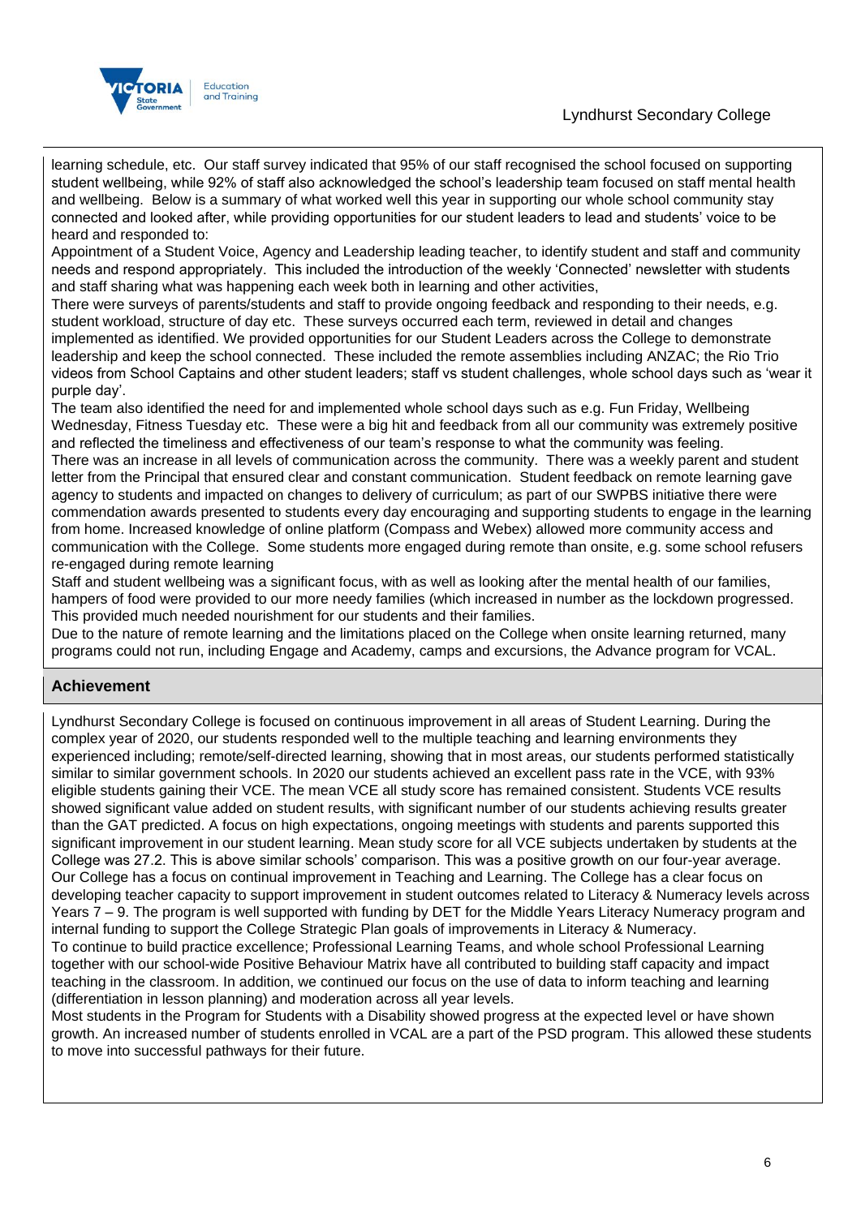learning schedule, etc. Our staff survey indicated that 95% of our staff recognised the school focused on supporting student wellbeing, while 92% of staff also acknowledged the school's leadership team focused on staff mental health and wellbeing. Below is a summary of what worked well this year in supporting our whole school community stay connected and looked after, while providing opportunities for our student leaders to lead and students' voice to be heard and responded to:

Appointment of a Student Voice, Agency and Leadership leading teacher, to identify student and staff and community needs and respond appropriately. This included the introduction of the weekly 'Connected' newsletter with students and staff sharing what was happening each week both in learning and other activities,

There were surveys of parents/students and staff to provide ongoing feedback and responding to their needs, e.g. student workload, structure of day etc. These surveys occurred each term, reviewed in detail and changes implemented as identified. We provided opportunities for our Student Leaders across the College to demonstrate leadership and keep the school connected. These included the remote assemblies including ANZAC; the Rio Trio videos from School Captains and other student leaders; staff vs student challenges, whole school days such as 'wear it purple day'.

The team also identified the need for and implemented whole school days such as e.g. Fun Friday, Wellbeing Wednesday, Fitness Tuesday etc. These were a big hit and feedback from all our community was extremely positive and reflected the timeliness and effectiveness of our team's response to what the community was feeling.

There was an increase in all levels of communication across the community. There was a weekly parent and student letter from the Principal that ensured clear and constant communication. Student feedback on remote learning gave agency to students and impacted on changes to delivery of curriculum; as part of our SWPBS initiative there were commendation awards presented to students every day encouraging and supporting students to engage in the learning from home. Increased knowledge of online platform (Compass and Webex) allowed more community access and communication with the College. Some students more engaged during remote than onsite, e.g. some school refusers re-engaged during remote learning

Staff and student wellbeing was a significant focus, with as well as looking after the mental health of our families, hampers of food were provided to our more needy families (which increased in number as the lockdown progressed. This provided much needed nourishment for our students and their families.

Due to the nature of remote learning and the limitations placed on the College when onsite learning returned, many programs could not run, including Engage and Academy, camps and excursions, the Advance program for VCAL.

## Achievement

Lyndhurst Secondary College is focused on continuous improvement in all areas of Student Learning. During the complex year of 2020, our students responded well to the multiple teaching and learning environments they experienced including; remote/self-directed learning, showing that in most areas, our students performed statistically similar to similar government schools. In 2020 our students achieved an excellent pass rate in the VCE, with 93% eligible students gaining their VCE. The mean VCE all study score has remained consistent. Students VCE results showed significant value added on student results, with significant number of our students achieving results greater than the GAT predicted. A focus on high expectations, ongoing meetings with students and parents supported this significant improvement in our student learning. Mean study score for all VCE subjects undertaken by students at the College was 27.2. This is above similar schools' comparison. This was a positive growth on our four-year average.

Our College has a focus on continual improvement in Teaching and Learning. The College has a clear focus on developing teacher capacity to support improvement in student outcomes related to Literacy & Numeracy levels across Years 7 – 9. The program is well supported with funding by DET for the Middle Years Literacy Numeracy program and internal funding to support the College Strategic Plan goals of improvements in Literacy & Numeracy.

To continue to build practice excellence; Professional Learning Teams, and whole school Professional Learning together with our school-wide Positive Behaviour Matrix have all contributed to building staff capacity and impact teaching in the classroom. In addition, we continued our focus on the use of data to inform teaching and learning (differentiation in lesson planning) and moderation across all year levels.

Most students in the Program for Students with a Disability showed progress at the expected level or have shown growth. An increased number of students enrolled in VCAL are a part of the PSD program. This allowed these students to move into successful pathways for their future.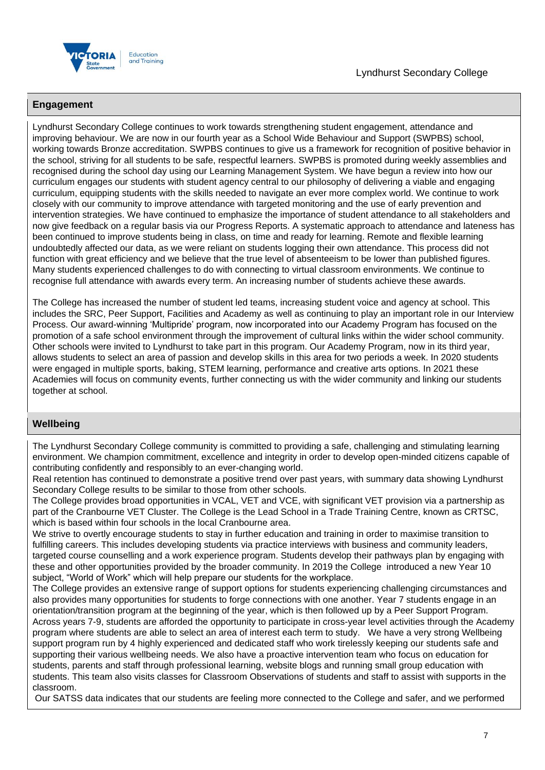## Engagement

Lyndhurst Secondary College continues to work towards strengthening student engagement, attendance and improving behaviour. We are now in our fourth year as a School Wide Behaviour and Support (SWPBS) school, working towards Bronze accreditation. SWPBS continues to give us a framework for recognition of positive behavior in the school, striving for all students to be safe, respectful learners. SWPBS is promoted during weekly assemblies and recognised during the school day using our Learning Management System. We have begun a review into how our curriculum engages our students with student agency central to our philosophy of delivering a viable and engaging curriculum, equipping students with the skills needed to navigate an ever more complex world. We continue to work closely with our community to improve attendance with targeted monitoring and the use of early prevention and intervention strategies. We have continued to emphasize the importance of student attendance to all stakeholders and now give feedback on a regular basis via our Progress Reports. A systematic approach to attendance and lateness has been continued to improve students being in class, on time and ready for learning. Remote and flexible learning undoubtedly affected our data, as we were reliant on students logging their own attendance. This process did not function with great efficiency and we believe that the true level of absenteeism to be lower than published figures. Many students experienced challenges to do with connecting to virtual classroom environments. We continue to recognise full attendance with awards every term. An increasing number of students achieve these awards.

The College has increased the number of student led teams, increasing student voice and agency at school. This includes the SRC, Peer Support, Facilities and Academy as well as continuing to play an important role in our Interview Process. Our award-winning 'Multipride' program, now incorporated into our Academy Program has focused on the promotion of a safe school environment through the improvement of cultural links within the wider school community. Other schools were invited to Lyndhurst to take part in this program. Our Academy Program, now in its third year, allows students to select an area of passion and develop skills in this area for two periods a week. In 2020 students were engaged in multiple sports, baking, STEM learning, performance and creative arts options. In 2021 these Academies will focus on community events, further connecting us with the wider community and linking our students together at school.

## Wellbeing

The Lyndhurst Secondary College community is committed to providing a safe, challenging and stimulating learning environment. We champion commitment, excellence and integrity in order to develop open-minded citizens capable of contributing confidently and responsibly to an ever-changing world.

Real retention has continued to demonstrate a positive trend over past years, with summary data showing Lyndhurst Secondary College results to be similar to those from other schools.

The College provides broad opportunities in VCAL, VET and VCE, with significant VET provision via a partnership as part of the Cranbourne VET Cluster. The College is the Lead School in a Trade Training Centre, known as CRTSC, which is based within four schools in the local Cranbourne area.

We strive to overtly encourage students to stay in further education and training in order to maximise transition to fulfilling careers. This includes developing students via practice interviews with business and community leaders, targeted course counselling and a work experience program. Students develop their pathways plan by engaging with these and other opportunities provided by the broader community. In 2019 the College introduced a new Year 10 subject, "World of Work" which will help prepare our students for the workplace.

The College provides an extensive range of support options for students experiencing challenging circumstances and also provides many opportunities for students to forge connections with one another. Year 7 students engage in an orientation/transition program at the beginning of the year, which is then followed up by a Peer Support Program. Across years 7-9, students are afforded the opportunity to participate in cross-year level activities through the Academy program where students are able to select an area of interest each term to study. We have a very strong Wellbeing support program run by 4 highly experienced and dedicated staff who work tirelessly keeping our students safe and supporting their various wellbeing needs. We also have a proactive intervention team who focus on education for students, parents and staff through professional learning, website blogs and running small group education with students. This team also visits classes for Classroom Observations of students and staff to assist with supports in the classroom.

Our SATSS data indicates that our students are feeling more connected to the College and safer, and we performed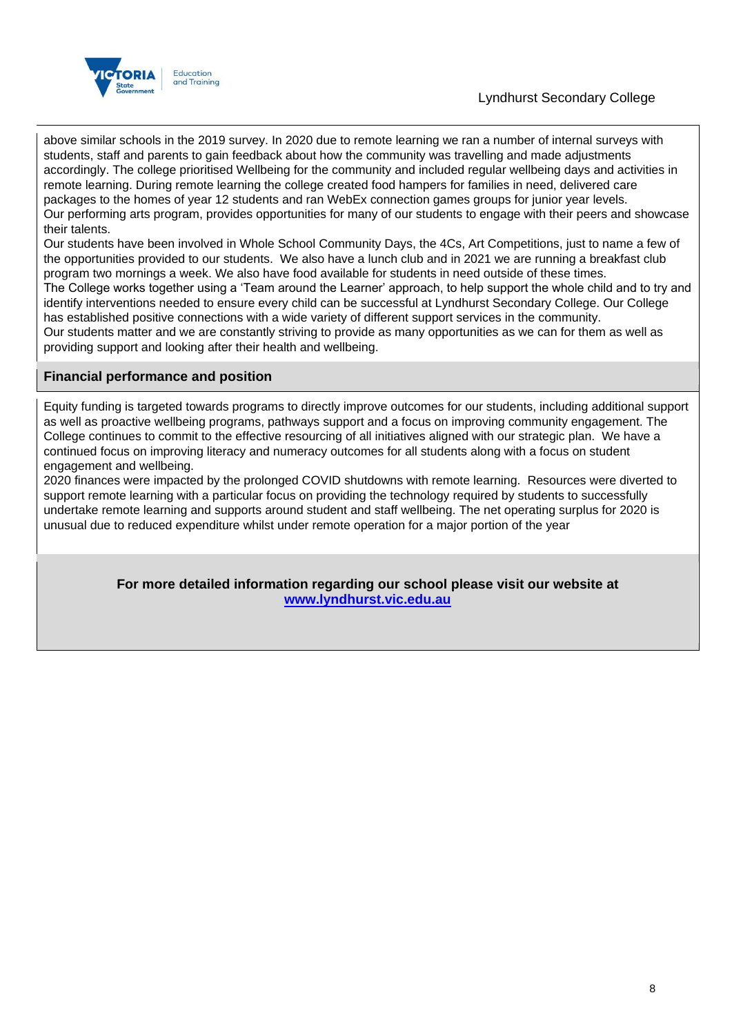above similar schools in the 2019 survey. In 2020 due to remote learning we ran a number of internal surveys with students, staff and parents to gain feedback about how the community was travelling and made adjustments accordingly. The college prioritised Wellbeing for the community and included regular wellbeing days and activities in remote learning. During remote learning the college created food hampers for families in need, delivered care packages to the homes of year 12 students and ran WebEx connection games groups for junior year levels.
Our performing arts program, provides opportunities for many of our students to engage with their peers and showcase their talents.
Our students have been involved in Whole School Community Days, the 4Cs, Art Competitions, just to name a few of the opportunities provided to our students. We also have a lunch club and in 2021 we are running a breakfast club program two mornings a week. We also have food available for students in need outside of these times.
The College works together using a 'Team around the Learner' approach, to help support the whole child and to try and identify interventions needed to ensure every child can be successful at Lyndhurst Secondary College. Our College has established positive connections with a wide variety of different support services in the community.
Our students matter and we are constantly striving to provide as many opportunities as we can for them as well as providing support and looking after their health and wellbeing.

## Financial performance and position

Equity funding is targeted towards programs to directly improve outcomes for our students, including additional support as well as proactive wellbeing programs, pathways support and a focus on improving community engagement. The College continues to commit to the effective resourcing of all initiatives aligned with our strategic plan. We have a continued focus on improving literacy and numeracy outcomes for all students along with a focus on student engagement and wellbeing.
2020 finances were impacted by the prolonged COVID shutdowns with remote learning. Resources were diverted to support remote learning with a particular focus on providing the technology required by students to successfully undertake remote learning and supports around student and staff wellbeing. The net operating surplus for 2020 is unusual due to reduced expenditure whilst under remote operation for a major portion of the year

**For more detailed information regarding our school please visit our website at [www.lyndhurst.vic.edu.au](http://www.lyndhurst.vic.edu.au)**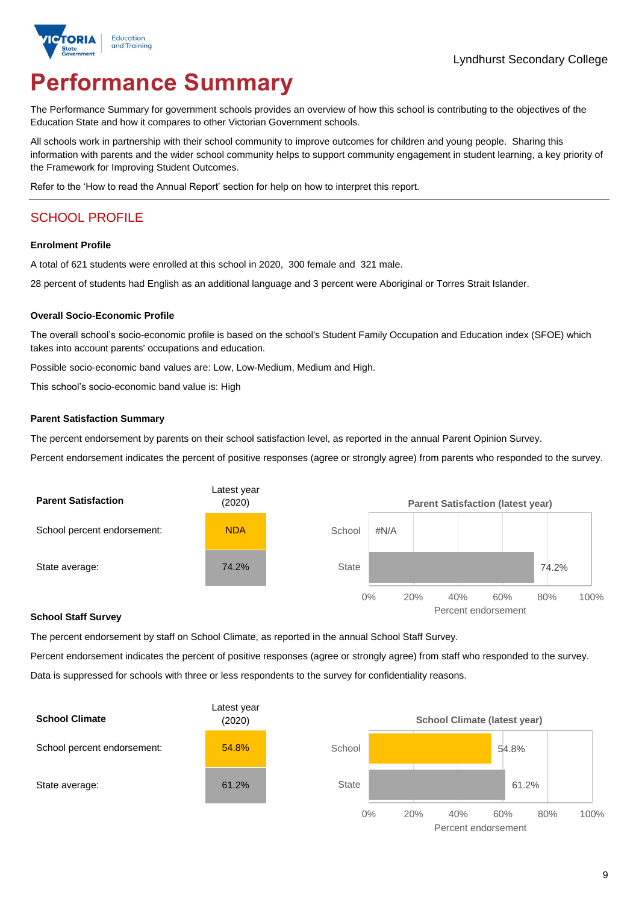Lyndhurst Secondary College

# Performance Summary

The Performance Summary for government schools provides an overview of how this school is contributing to the objectives of the Education State and how it compares to other Victorian Government schools.

All schools work in partnership with their school community to improve outcomes for children and young people. Sharing this information with parents and the wider school community helps to support community engagement in student learning, a key priority of the Framework for Improving Student Outcomes.

Refer to the 'How to read the Annual Report' section for help on how to interpret this report.

## SCHOOL PROFILE

**Enrolment Profile**

A total of 621 students were enrolled at this school in 2020, 300 female and 321 male.

28 percent of students had English as an additional language and 3 percent were Aboriginal or Torres Strait Islander.

**Overall Socio-Economic Profile**

The overall school's socio-economic profile is based on the school's Student Family Occupation and Education index (SFOE) which takes into account parents' occupations and education.

Possible socio-economic band values are: Low, Low-Medium, Medium and High.

This school's socio-economic band value is: High

**Parent Satisfaction Summary**

The percent endorsement by parents on their school satisfaction level, as reported in the annual Parent Opinion Survey.

Percent endorsement indicates the percent of positive responses (agree or strongly agree) from parents who responded to the survey.

| Parent Satisfaction | Latest year (2020) |
|---|---|
| School percent endorsement: | NDA |
| State average: | 74.2% |

**Parent Satisfaction (latest year)**

| | Percent endorsement |
|---|---|
| School | #N/A |
| State | 74.2% |

**School Staff Survey**

The percent endorsement by staff on School Climate, as reported in the annual School Staff Survey.

Percent endorsement indicates the percent of positive responses (agree or strongly agree) from staff who responded to the survey.

Data is suppressed for schools with three or less respondents to the survey for confidentiality reasons.

| School Climate | Latest year (2020) |
|---|---|
| School percent endorsement: | 54.8% |
| State average: | 61.2% |

**School Climate (latest year)**

| | Percent endorsement |
|---|---|
| School | 54.8% |
| State | 61.2% |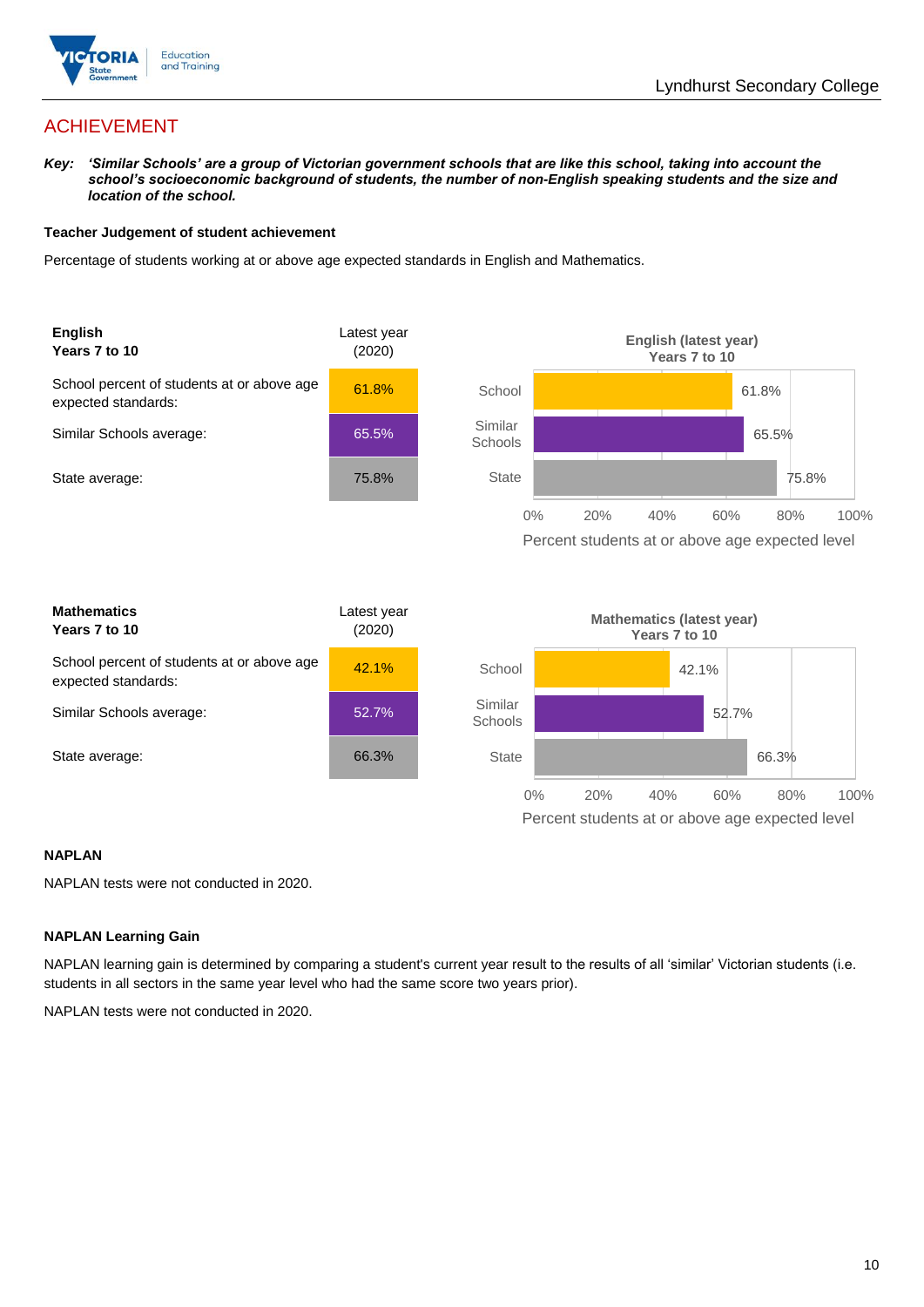## ACHIEVEMENT

***Key:*** ***'Similar Schools' are a group of Victorian government schools that are like this school, taking into account the school's socioeconomic background of students, the number of non-English speaking students and the size and location of the school.***

**Teacher Judgement of student achievement**

Percentage of students working at or above age expected standards in English and Mathematics.

| **English** **Years 7 to 10** | Latest year (2020) |
|---|---|
| School percent of students at or above age expected standards: | 61.8% |
| Similar Schools average: | 65.5% |
| State average: | 75.8% |

**English (latest year) Years 7 to 10**

| | Percent students at or above age expected level |
|---|---|
| School | 61.8% |
| Similar Schools | 65.5% |
| State | 75.8% |

| **Mathematics** **Years 7 to 10** | Latest year (2020) |
|---|---|
| School percent of students at or above age expected standards: | 42.1% |
| Similar Schools average: | 52.7% |
| State average: | 66.3% |

**Mathematics (latest year) Years 7 to 10**

| | Percent students at or above age expected level |
|---|---|
| School | 42.1% |
| Similar Schools | 52.7% |
| State | 66.3% |

**NAPLAN**

NAPLAN tests were not conducted in 2020.

**NAPLAN Learning Gain**

NAPLAN learning gain is determined by comparing a student's current year result to the results of all 'similar' Victorian students (i.e. students in all sectors in the same year level who had the same score two years prior).

NAPLAN tests were not conducted in 2020.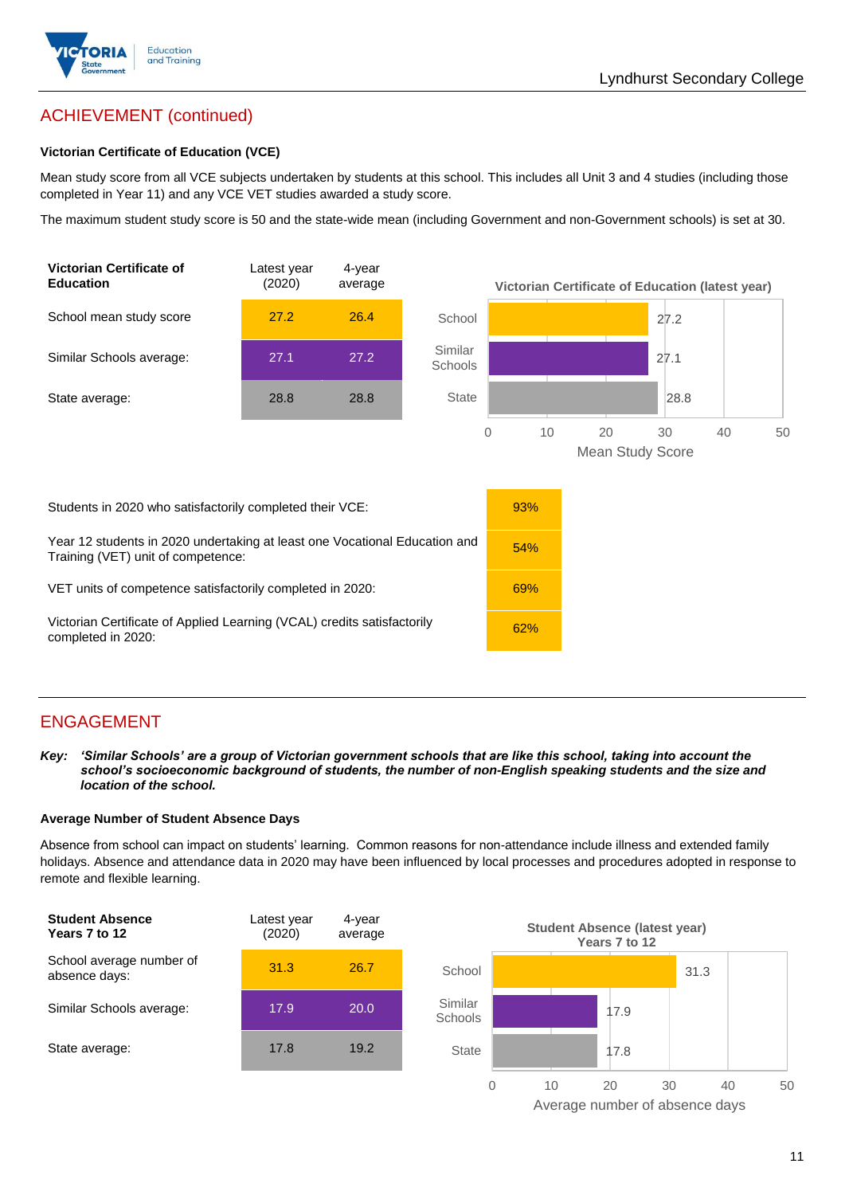## ACHIEVEMENT (continued)

### Victorian Certificate of Education (VCE)

Mean study score from all VCE subjects undertaken by students at this school. This includes all Unit 3 and 4 studies (including those completed in Year 11) and any VCE VET studies awarded a study score.

The maximum student study score is 50 and the state-wide mean (including Government and non-Government schools) is set at 30.

| Victorian Certificate of Education | Latest year (2020) | 4-year average |
|---|---|---|
| School mean study score | 27.2 | 26.4 |
| Similar Schools average: | 27.1 | 27.2 |
| State average: | 28.8 | 28.8 |

**Victorian Certificate of Education (latest year)**

| | Mean Study Score |
|---|---|
| School | 27.2 |
| Similar Schools | 27.1 |
| State | 28.8 |

| | |
|---|---|
| Students in 2020 who satisfactorily completed their VCE: | 93% |
| Year 12 students in 2020 undertaking at least one Vocational Education and Training (VET) unit of competence: | 54% |
| VET units of competence satisfactorily completed in 2020: | 69% |
| Victorian Certificate of Applied Learning (VCAL) credits satisfactorily completed in 2020: | 62% |

## ENGAGEMENT

***Key:** 'Similar Schools' are a group of Victorian government schools that are like this school, taking into account the school's socioeconomic background of students, the number of non-English speaking students and the size and location of the school.*

### Average Number of Student Absence Days

Absence from school can impact on students' learning. Common reasons for non-attendance include illness and extended family holidays. Absence and attendance data in 2020 may have been influenced by local processes and procedures adopted in response to remote and flexible learning.

| Student Absence Years 7 to 12 | Latest year (2020) | 4-year average |
|---|---|---|
| School average number of absence days: | 31.3 | 26.7 |
| Similar Schools average: | 17.9 | 20.0 |
| State average: | 17.8 | 19.2 |

**Student Absence (latest year) Years 7 to 12**

| | Average number of absence days |
|---|---|
| School | 31.3 |
| Similar Schools | 17.9 |
| State | 17.8 |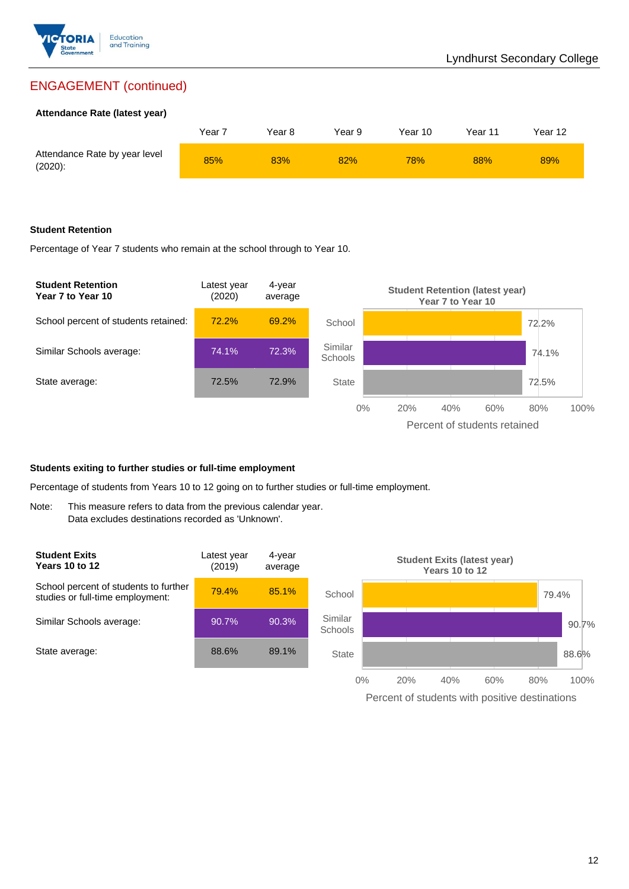## ENGAGEMENT (continued)

**Attendance Rate (latest year)**

| | Year 7 | Year 8 | Year 9 | Year 10 | Year 11 | Year 12 |
|---|---|---|---|---|---|---|
| Attendance Rate by year level (2020): | 85% | 83% | 82% | 78% | 88% | 89% |

**Student Retention**

Percentage of Year 7 students who remain at the school through to Year 10.

| Student Retention Year 7 to Year 10 | Latest year (2020) | 4-year average |
|---|---|---|
| School percent of students retained: | 72.2% | 69.2% |
| Similar Schools average: | 74.1% | 72.3% |
| State average: | 72.5% | 72.9% |

**Student Retention (latest year) Year 7 to Year 10**

| | Percent of students retained |
|---|---|
| School | 72.2% |
| Similar Schools | 74.1% |
| State | 72.5% |

**Students exiting to further studies or full-time employment**

Percentage of students from Years 10 to 12 going on to further studies or full-time employment.

Note: This measure refers to data from the previous calendar year.
Data excludes destinations recorded as 'Unknown'.

| Student Exits Years 10 to 12 | Latest year (2019) | 4-year average |
|---|---|---|
| School percent of students to further studies or full-time employment: | 79.4% | 85.1% |
| Similar Schools average: | 90.7% | 90.3% |
| State average: | 88.6% | 89.1% |

**Student Exits (latest year) Years 10 to 12**

| | Percent of students with positive destinations |
|---|---|
| School | 79.4% |
| Similar Schools | 90.7% |
| State | 88.6% |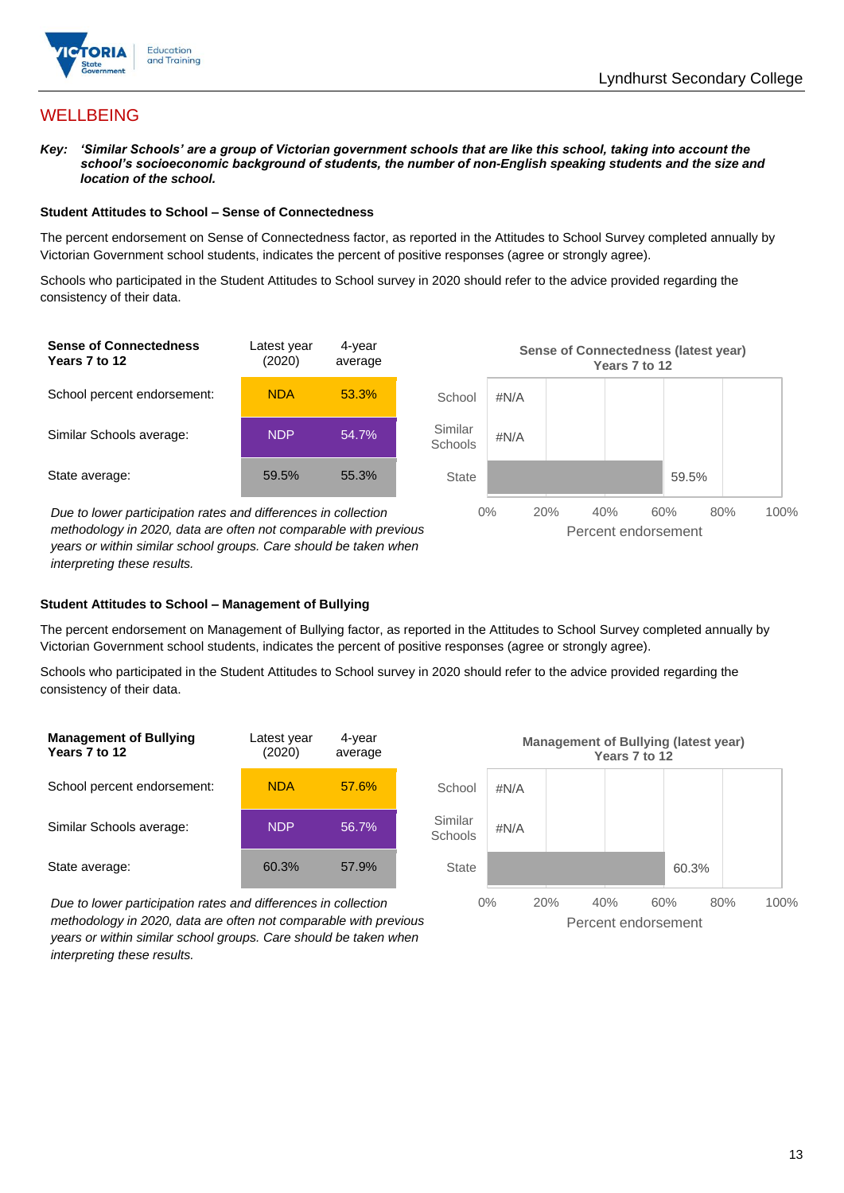# WELLBEING

***Key:*** ***'Similar Schools' are a group of Victorian government schools that are like this school, taking into account the school's socioeconomic background of students, the number of non-English speaking students and the size and location of the school.***

### Student Attitudes to School – Sense of Connectedness

The percent endorsement on Sense of Connectedness factor, as reported in the Attitudes to School Survey completed annually by Victorian Government school students, indicates the percent of positive responses (agree or strongly agree).

Schools who participated in the Student Attitudes to School survey in 2020 should refer to the advice provided regarding the consistency of their data.

| **Sense of Connectedness Years 7 to 12** | Latest year (2020) | 4-year average |
|---|---|---|
| School percent endorsement: | NDA | 53.3% |
| Similar Schools average: | NDP | 54.7% |
| State average: | 59.5% | 55.3% |

*Due to lower participation rates and differences in collection methodology in 2020, data are often not comparable with previous years or within similar school groups. Care should be taken when interpreting these results.*

**Sense of Connectedness (latest year) Years 7 to 12**

| | Percent endorsement |
|---|---|
| School | #N/A |
| Similar Schools | #N/A |
| State | 59.5% |

### Student Attitudes to School – Management of Bullying

The percent endorsement on Management of Bullying factor, as reported in the Attitudes to School Survey completed annually by Victorian Government school students, indicates the percent of positive responses (agree or strongly agree).

Schools who participated in the Student Attitudes to School survey in 2020 should refer to the advice provided regarding the consistency of their data.

| **Management of Bullying Years 7 to 12** | Latest year (2020) | 4-year average |
|---|---|---|
| School percent endorsement: | NDA | 57.6% |
| Similar Schools average: | NDP | 56.7% |
| State average: | 60.3% | 57.9% |

*Due to lower participation rates and differences in collection methodology in 2020, data are often not comparable with previous years or within similar school groups. Care should be taken when interpreting these results.*

**Management of Bullying (latest year) Years 7 to 12**

| | Percent endorsement |
|---|---|
| School | #N/A |
| Similar Schools | #N/A |
| State | 60.3% |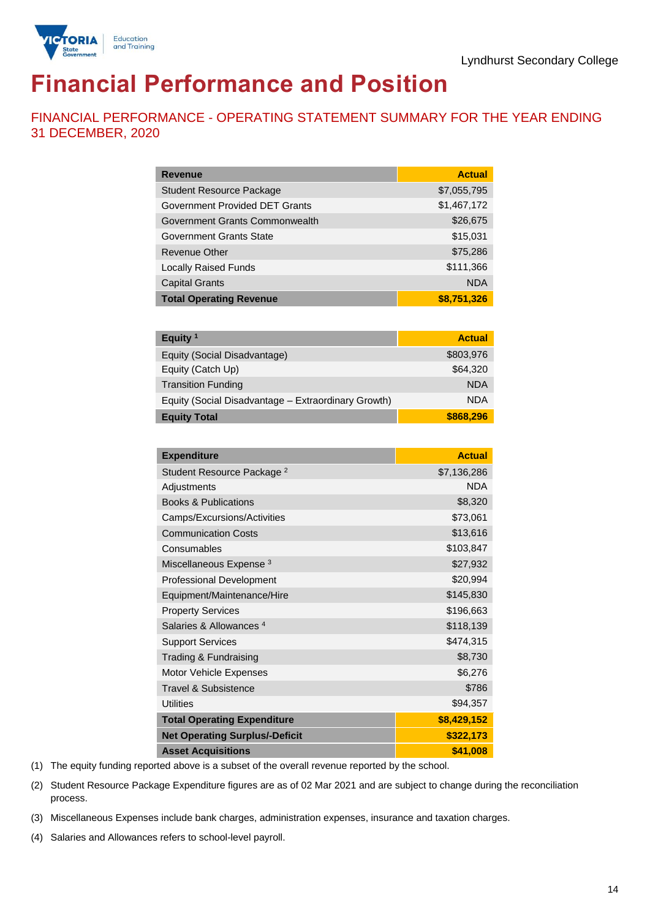Lyndhurst Secondary College

# Financial Performance and Position

## FINANCIAL PERFORMANCE - OPERATING STATEMENT SUMMARY FOR THE YEAR ENDING 31 DECEMBER, 2020

| Revenue | Actual |
|---|---|
| Student Resource Package | $7,055,795 |
| Government Provided DET Grants | $1,467,172 |
| Government Grants Commonwealth | $26,675 |
| Government Grants State | $15,031 |
| Revenue Other | $75,286 |
| Locally Raised Funds | $111,366 |
| Capital Grants | NDA |
| **Total Operating Revenue** | **$8,751,326** |

| Equity [1] | Actual |
|---|---|
| Equity (Social Disadvantage) | $803,976 |
| Equity (Catch Up) | $64,320 |
| Transition Funding | NDA |
| Equity (Social Disadvantage – Extraordinary Growth) | NDA |
| **Equity Total** | **$868,296** |

| Expenditure | Actual |
|---|---|
| Student Resource Package [2] | $7,136,286 |
| Adjustments | NDA |
| Books & Publications | $8,320 |
| Camps/Excursions/Activities | $73,061 |
| Communication Costs | $13,616 |
| Consumables | $103,847 |
| Miscellaneous Expense [3] | $27,932 |
| Professional Development | $20,994 |
| Equipment/Maintenance/Hire | $145,830 |
| Property Services | $196,663 |
| Salaries & Allowances [4] | $118,139 |
| Support Services | $474,315 |
| Trading & Fundraising | $8,730 |
| Motor Vehicle Expenses | $6,276 |
| Travel & Subsistence | $786 |
| Utilities | $94,357 |
| **Total Operating Expenditure** | **$8,429,152** |
| **Net Operating Surplus/-Deficit** | **$322,173** |
| **Asset Acquisitions** | **$41,008** |

(1) The equity funding reported above is a subset of the overall revenue reported by the school.

(2) Student Resource Package Expenditure figures are as of 02 Mar 2021 and are subject to change during the reconciliation process.

(3) Miscellaneous Expenses include bank charges, administration expenses, insurance and taxation charges.

(4) Salaries and Allowances refers to school-level payroll.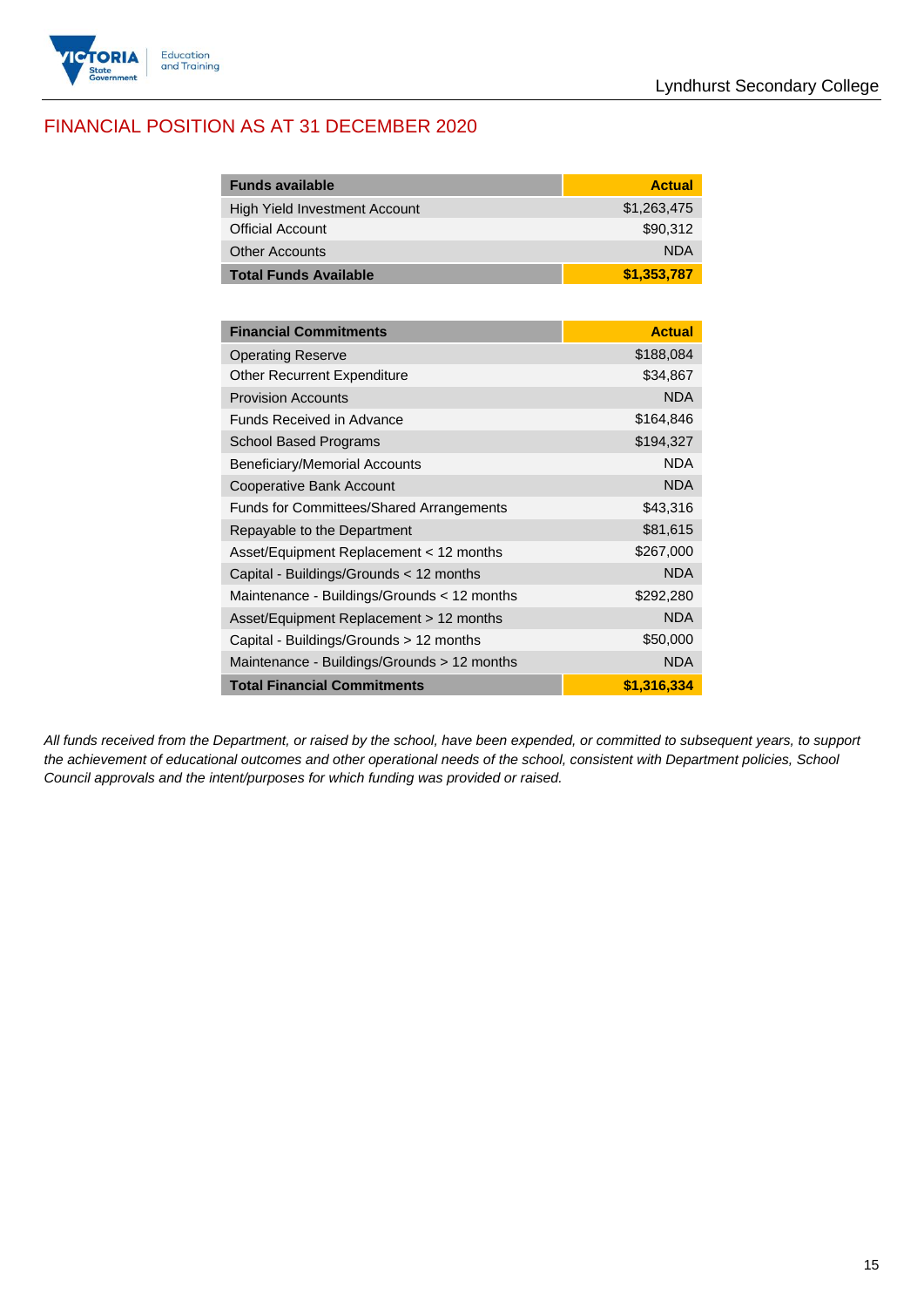## FINANCIAL POSITION AS AT 31 DECEMBER 2020

| Funds available | Actual |
|---|---|
| High Yield Investment Account | $1,263,475 |
| Official Account | $90,312 |
| Other Accounts | NDA |
| **Total Funds Available** | **$1,353,787** |

| Financial Commitments | Actual |
|---|---|
| Operating Reserve | $188,084 |
| Other Recurrent Expenditure | $34,867 |
| Provision Accounts | NDA |
| Funds Received in Advance | $164,846 |
| School Based Programs | $194,327 |
| Beneficiary/Memorial Accounts | NDA |
| Cooperative Bank Account | NDA |
| Funds for Committees/Shared Arrangements | $43,316 |
| Repayable to the Department | $81,615 |
| Asset/Equipment Replacement < 12 months | $267,000 |
| Capital - Buildings/Grounds < 12 months | NDA |
| Maintenance - Buildings/Grounds < 12 months | $292,280 |
| Asset/Equipment Replacement > 12 months | NDA |
| Capital - Buildings/Grounds > 12 months | $50,000 |
| Maintenance - Buildings/Grounds > 12 months | NDA |
| **Total Financial Commitments** | **$1,316,334** |

*All funds received from the Department, or raised by the school, have been expended, or committed to subsequent years, to support the achievement of educational outcomes and other operational needs of the school, consistent with Department policies, School Council approvals and the intent/purposes for which funding was provided or raised.*